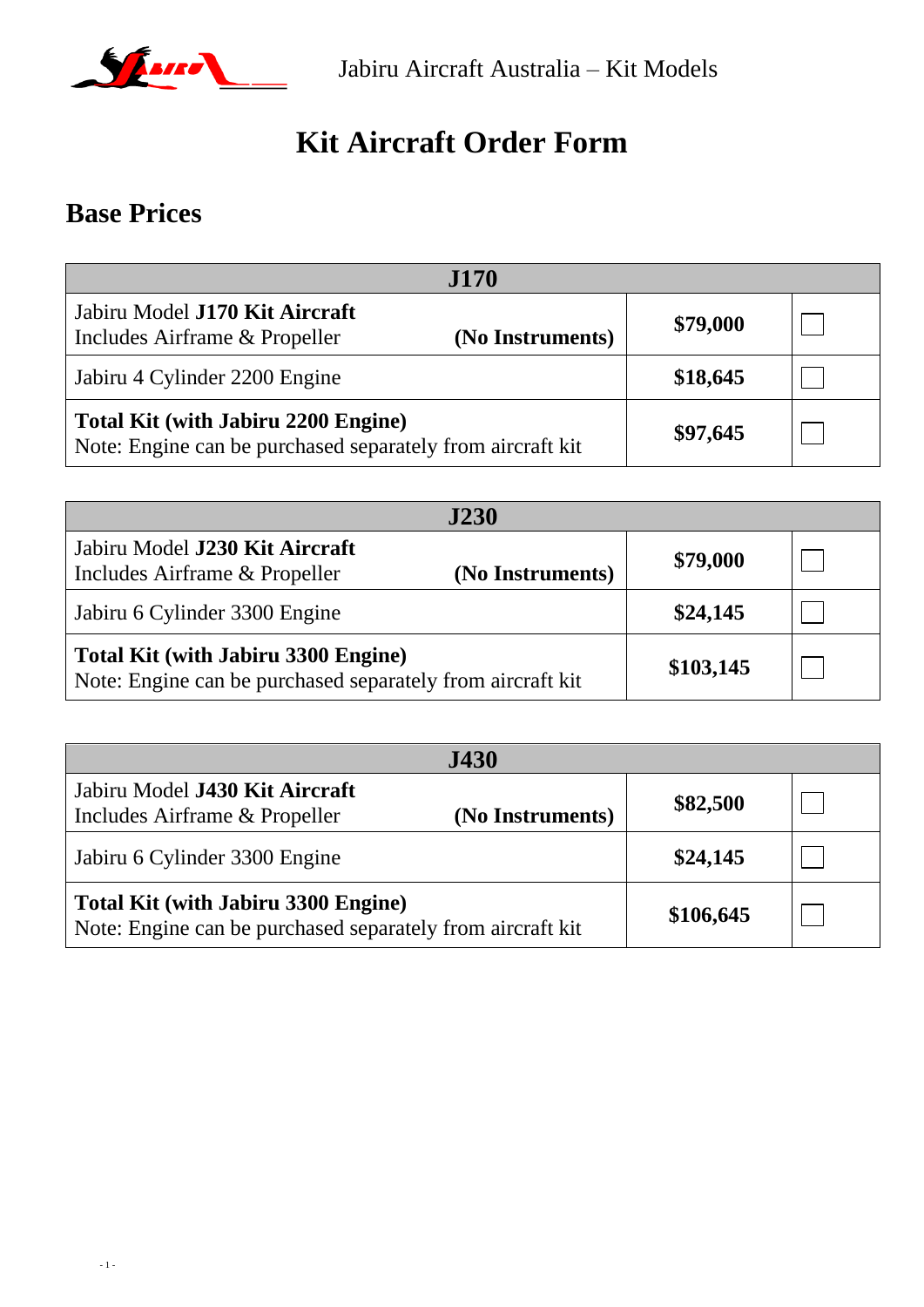Jabiru Aircraft Australia – Kit Models

# Kit Aircraft Order Form

## Base Prices

| J170 | | |
|---|---|---|
| Jabiru Model **J170 Kit Aircraft**<br>Includes Airframe & Propeller **(No Instruments)** | **$79,000** | ☐ |
| Jabiru 4 Cylinder 2200 Engine | **$18,645** | ☐ |
| **Total Kit (with Jabiru 2200 Engine)**<br>Note: Engine can be purchased separately from aircraft kit | **$97,645** | ☐ |

| J230 | | |
|---|---|---|
| Jabiru Model **J230 Kit Aircraft**<br>Includes Airframe & Propeller **(No Instruments)** | **$79,000** | ☐ |
| Jabiru 6 Cylinder 3300 Engine | **$24,145** | ☐ |
| **Total Kit (with Jabiru 3300 Engine)**<br>Note: Engine can be purchased separately from aircraft kit | **$103,145** | ☐ |

| J430 | | |
|---|---|---|
| Jabiru Model **J430 Kit Aircraft**<br>Includes Airframe & Propeller **(No Instruments)** | **$82,500** | ☐ |
| Jabiru 6 Cylinder 3300 Engine | **$24,145** | ☐ |
| **Total Kit (with Jabiru 3300 Engine)**<br>Note: Engine can be purchased separately from aircraft kit | **$106,645** | ☐ |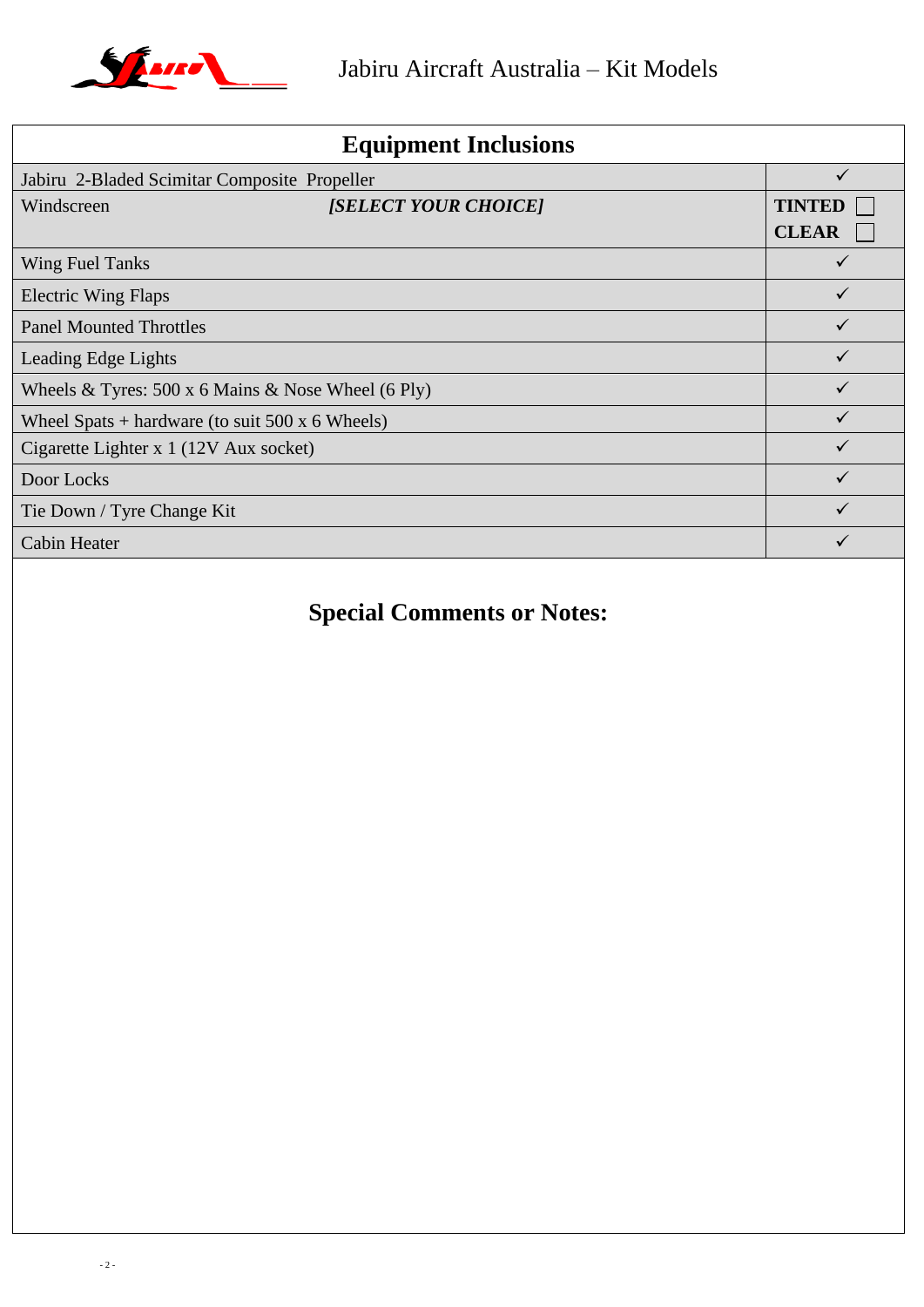Jabiru Aircraft Australia – Kit Models

## Equipment Inclusions

| Item | |
|---|---|
| Jabiru 2-Bladed Scimitar Composite Propeller | ✓ |
| Windscreen ***[SELECT YOUR CHOICE]*** | **TINTED** ☐ **CLEAR** ☐ |
| Wing Fuel Tanks | ✓ |
| Electric Wing Flaps | ✓ |
| Panel Mounted Throttles | ✓ |
| Leading Edge Lights | ✓ |
| Wheels & Tyres: 500 x 6 Mains & Nose Wheel (6 Ply) | ✓ |
| Wheel Spats + hardware (to suit 500 x 6 Wheels) | ✓ |
| Cigarette Lighter x 1 (12V Aux socket) | ✓ |
| Door Locks | ✓ |
| Tie Down / Tyre Change Kit | ✓ |
| Cabin Heater | ✓ |

## Special Comments or Notes: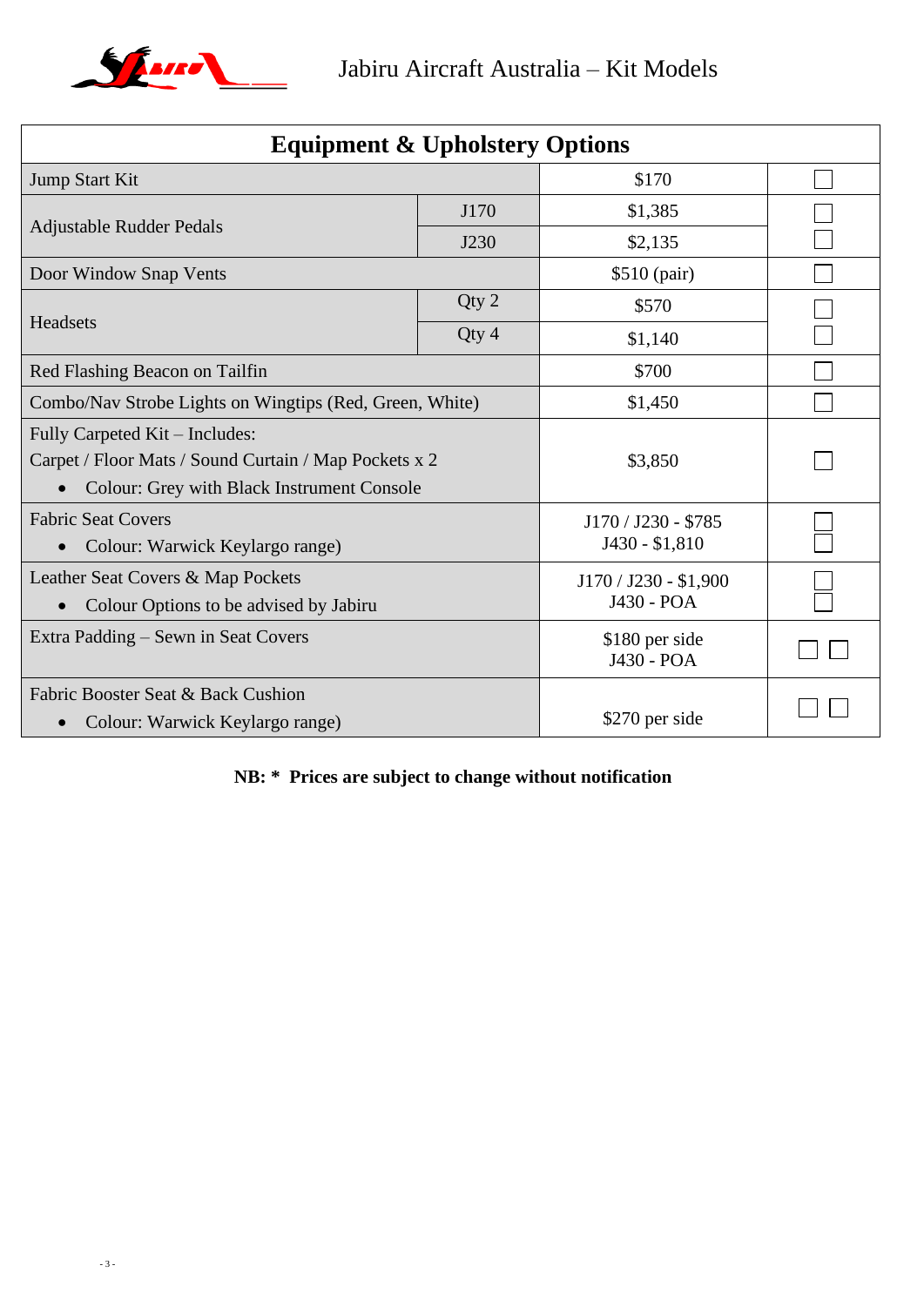# Jabiru Aircraft Australia – Kit Models

| Equipment & Upholstery Options | | | |
|---|---|---|---|
| Jump Start Kit | | $170 | ☐ |
| Adjustable Rudder Pedals | J170 | $1,385 | ☐ |
| | J230 | $2,135 | ☐ |
| Door Window Snap Vents | | $510 (pair) | ☐ |
| Headsets | Qty 2 | $570 | ☐ |
| | Qty 4 | $1,140 | ☐ |
| Red Flashing Beacon on Tailfin | | $700 | ☐ |
| Combo/Nav Strobe Lights on Wingtips (Red, Green, White) | | $1,450 | ☐ |
| Fully Carpeted Kit – Includes:<br>Carpet / Floor Mats / Sound Curtain / Map Pockets x 2<br>• Colour: Grey with Black Instrument Console | | $3,850 | ☐ |
| Fabric Seat Covers<br>• Colour: Warwick Keylargo range) | | J170 / J230 - $785<br>J430 - $1,810 | ☐<br>☐ |
| Leather Seat Covers & Map Pockets<br>• Colour Options to be advised by Jabiru | | J170 / J230 - $1,900<br>J430 - POA | ☐<br>☐ |
| Extra Padding – Sewn in Seat Covers | | $180 per side<br>J430 - POA | ☐ ☐ |
| Fabric Booster Seat & Back Cushion<br>• Colour: Warwick Keylargo range) | | $270 per side | ☐ ☐ |

**NB: * Prices are subject to change without notification**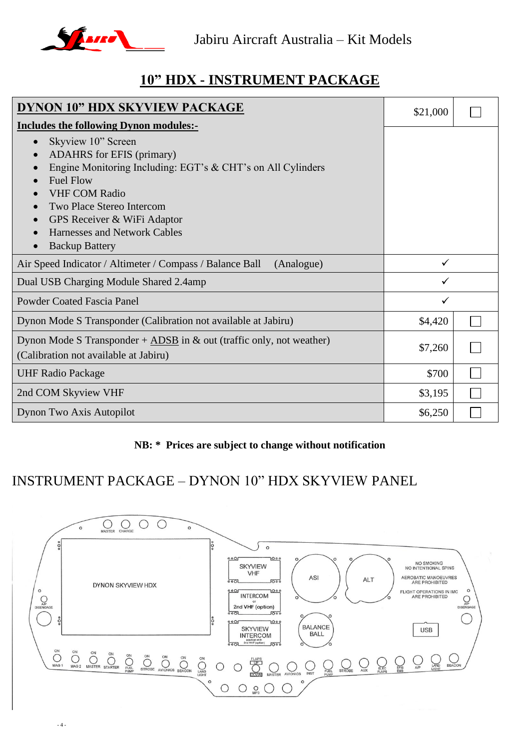# 10" HDX - INSTRUMENT PACKAGE

| **DYNON 10" HDX SKYVIEW PACKAGE** | $21,000 | ☐ |
|---|---|---|
| **Includes the following Dynon modules:-**<br>• Skyview 10" Screen<br>• ADAHRS for EFIS (primary)<br>• Engine Monitoring Including: EGT's & CHT's on All Cylinders<br>• Fuel Flow<br>• VHF COM Radio<br>• Two Place Stereo Intercom<br>• GPS Receiver & WiFi Adaptor<br>• Harnesses and Network Cables<br>• Backup Battery | | |
| Air Speed Indicator / Altimeter / Compass / Balance Ball (Analogue) | ✓ | |
| Dual USB Charging Module Shared 2.4amp | ✓ | |
| Powder Coated Fascia Panel | ✓ | |
| Dynon Mode S Transponder (Calibration not available at Jabiru) | $4,420 | ☐ |
| Dynon Mode S Transponder + ADSB in & out (traffic only, not weather) (Calibration not available at Jabiru) | $7,260 | ☐ |
| UHF Radio Package | $700 | ☐ |
| 2nd COM Skyview VHF | $3,195 | ☐ |
| Dynon Two Axis Autopilot | $6,250 | ☐ |

**NB: * Prices are subject to change without notification**

# INSTRUMENT PACKAGE – DYNON 10" HDX SKYVIEW PANEL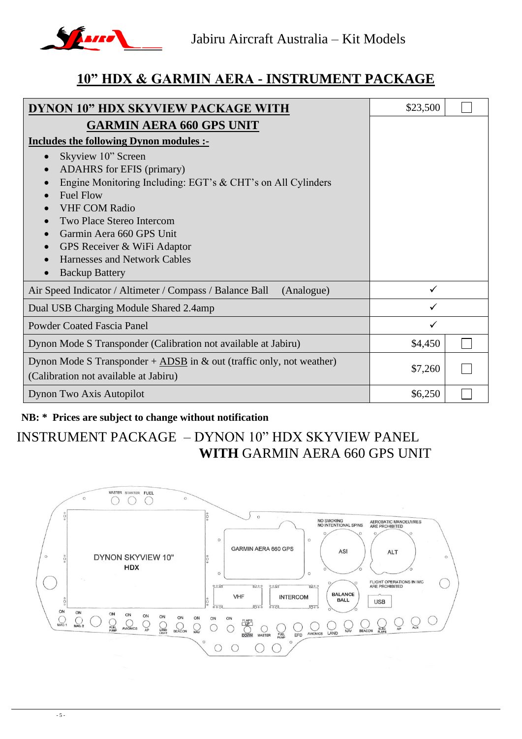# 10" HDX & GARMIN AERA - INSTRUMENT PACKAGE

| Item | Price | Select |
|---|---|---|
| **DYNON 10" HDX SKYVIEW PACKAGE WITH GARMIN AERA 660 GPS UNIT**<br>**Includes the following Dynon modules :-**<br>• Skyview 10" Screen<br>• ADAHRS for EFIS (primary)<br>• Engine Monitoring Including: EGT's & CHT's on All Cylinders<br>• Fuel Flow<br>• VHF COM Radio<br>• Two Place Stereo Intercom<br>• Garmin Aera 660 GPS Unit<br>• GPS Receiver & WiFi Adaptor<br>• Harnesses and Network Cables<br>• Backup Battery | $23,500 | ☐ |
| Air Speed Indicator / Altimeter / Compass / Balance Ball (Analogue) | ✓ | |
| Dual USB Charging Module Shared 2.4amp | ✓ | |
| Powder Coated Fascia Panel | ✓ | |
| Dynon Mode S Transponder (Calibration not available at Jabiru) | $4,450 | ☐ |
| Dynon Mode S Transponder + ADSB in & out (traffic only, not weather) (Calibration not available at Jabiru) | $7,260 | ☐ |
| Dynon Two Axis Autopilot | $6,250 | ☐ |

**NB: \* Prices are subject to change without notification**

INSTRUMENT PACKAGE – DYNON 10" HDX SKYVIEW PANEL **WITH** GARMIN AERA 660 GPS UNIT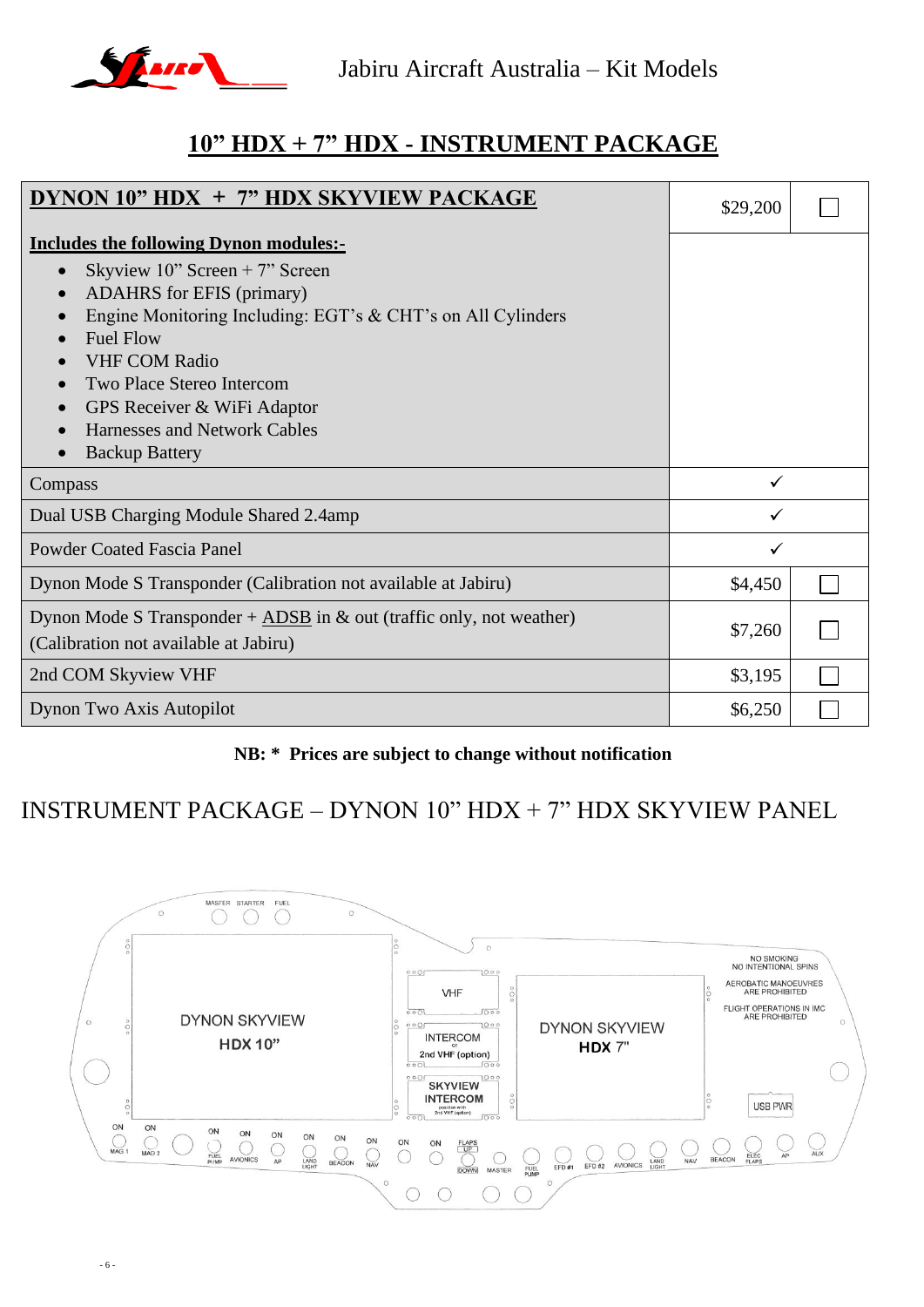# 10" HDX + 7" HDX - INSTRUMENT PACKAGE

| DYNON 10" HDX + 7" HDX SKYVIEW PACKAGE | $29,200 | ☐ |
|---|---|---|
| **Includes the following Dynon modules:-**<br>• Skyview 10" Screen + 7" Screen<br>• ADAHRS for EFIS (primary)<br>• Engine Monitoring Including: EGT's & CHT's on All Cylinders<br>• Fuel Flow<br>• VHF COM Radio<br>• Two Place Stereo Intercom<br>• GPS Receiver & WiFi Adaptor<br>• Harnesses and Network Cables<br>• Backup Battery | | |
| Compass | ✓ | |
| Dual USB Charging Module Shared 2.4amp | ✓ | |
| Powder Coated Fascia Panel | ✓ | |
| Dynon Mode S Transponder (Calibration not available at Jabiru) | $4,450 | ☐ |
| Dynon Mode S Transponder + ADSB in & out (traffic only, not weather) (Calibration not available at Jabiru) | $7,260 | ☐ |
| 2nd COM Skyview VHF | $3,195 | ☐ |
| Dynon Two Axis Autopilot | $6,250 | ☐ |

**NB: * Prices are subject to change without notification**

## INSTRUMENT PACKAGE – DYNON 10" HDX + 7" HDX SKYVIEW PANEL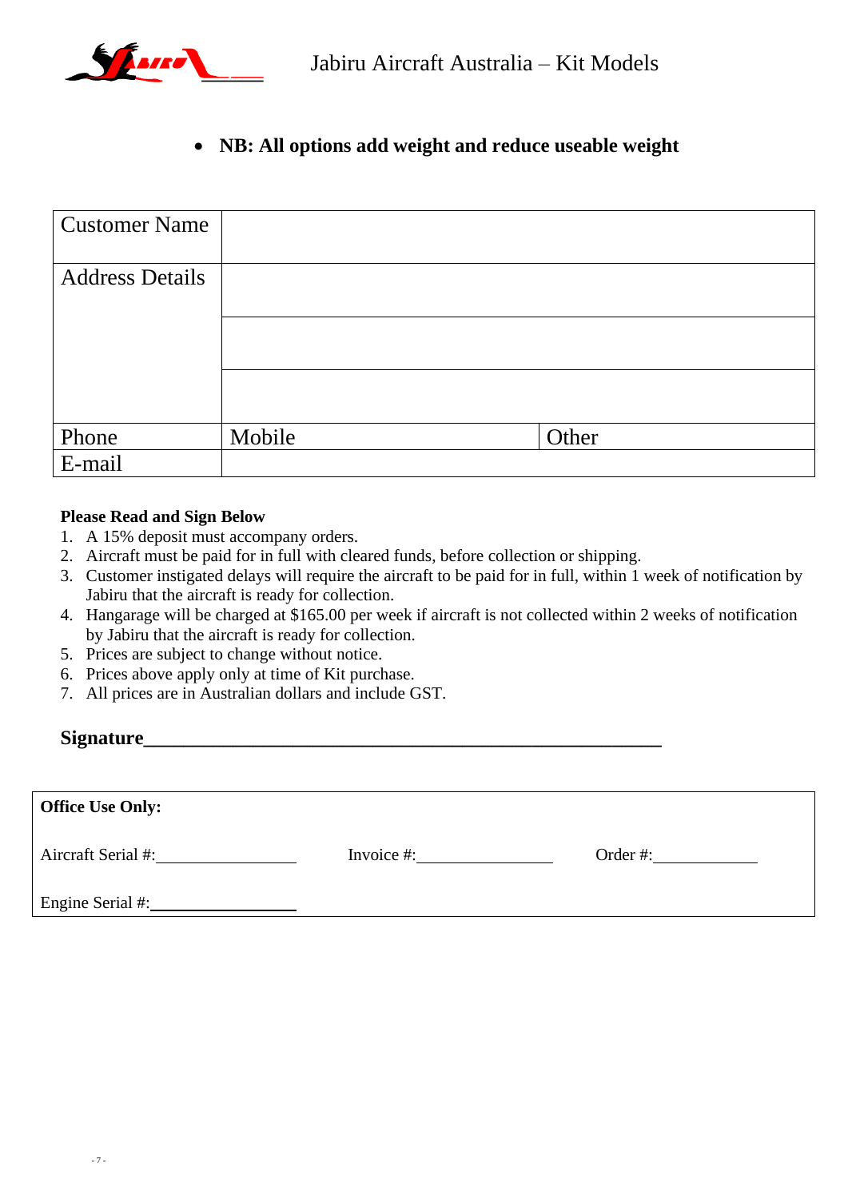- **NB: All options add weight and reduce useable weight**

| | | |
|---|---|---|
| Customer Name | | |
| Address Details | | |
| | | |
| | | |
| Phone | Mobile | Other |
| E-mail | | |

**Please Read and Sign Below**

1. A 15% deposit must accompany orders.
2. Aircraft must be paid for in full with cleared funds, before collection or shipping.
3. Customer instigated delays will require the aircraft to be paid for in full, within 1 week of notification by Jabiru that the aircraft is ready for collection.
4. Hangarage will be charged at $165.00 per week if aircraft is not collected within 2 weeks of notification by Jabiru that the aircraft is ready for collection.
5. Prices are subject to change without notice.
6. Prices above apply only at time of Kit purchase.
7. All prices are in Australian dollars and include GST.

**Signature\_\_\_\_\_\_\_\_\_\_\_\_\_\_\_\_\_\_\_\_\_\_\_\_\_\_\_\_\_\_\_\_\_\_\_\_\_\_\_\_\_\_\_\_\_\_\_\_\_\_\_\_\_\_\_\_\_**

**Office Use Only:**

Aircraft Serial #:\_\_\_\_\_\_\_\_\_\_\_\_\_\_\_\_\_\_ Invoice #:\_\_\_\_\_\_\_\_\_\_\_\_\_\_\_\_\_\_ Order #:\_\_\_\_\_\_\_\_\_\_\_\_\_\_

Engine Serial #:\_\_\_\_\_\_\_\_\_\_\_\_\_\_\_\_\_\_